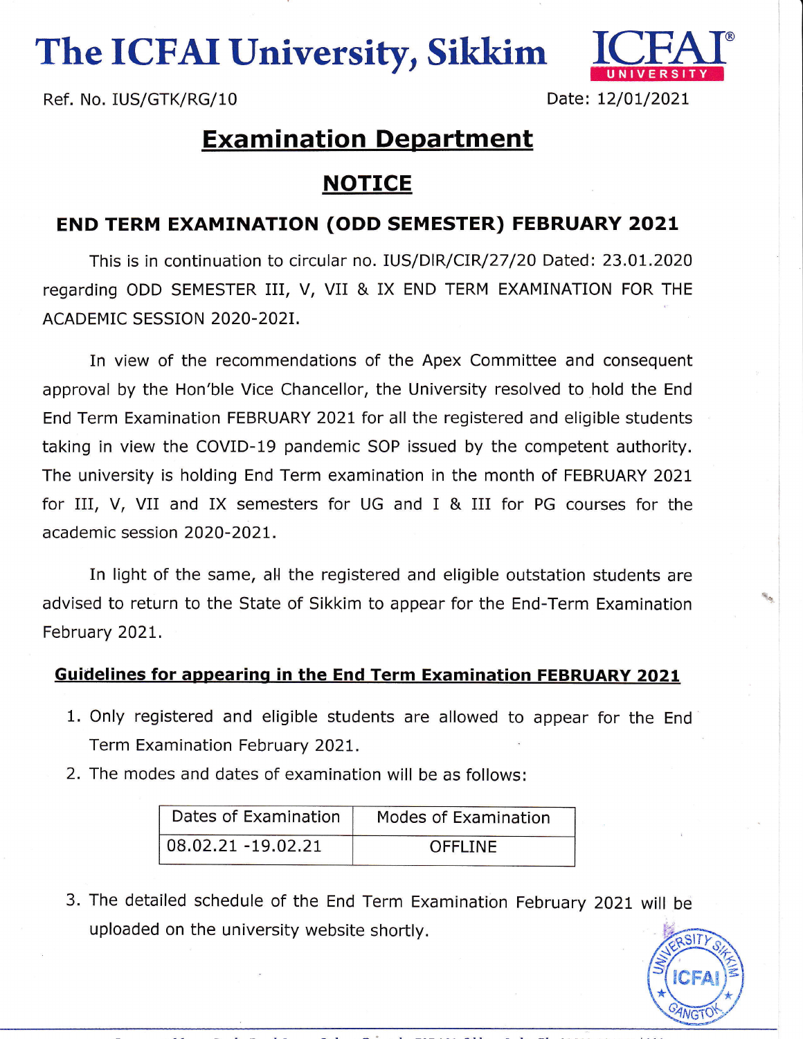# The ICFAI University, Sikkim

Ref. No. IUS/GTK/RG/10

Date: 12/01/2021

## Examination Department

## NOTICE

### END TERM EXAMINATION (ODD SEMESTER) FEBRUARY 2021

This is in continuation to circular no. IUS/DIR/CIR/27/20 Dated: 23.01.2020 regarding ODD SEMESTER III, V, VII & IX END TERM EXAMINATION FOR THE ACADEMIC SESSION 2020-202I.

In view of the recommendations of the Apex Committee and consequent approval by the Hon'ble Vice Chancellor, the University resolved to hold the End End Term Examination FEBRUARY 2021 for all the registered and eligible students taking in view the COVID-19 pandemic SOP issued by the competent authority. The university is holding End Term examination in the month of FEBRUARY 2021 for III, V, VII and IX semesters for UG and I & III for PG courses for the academic session 2020-2021.

In light of the same, all the registered and eligible outstation students are advised to return to the State of Sikkim to appear for the End-Term Examination February 2021.

**Guidelines for appearing in the End Term Examination FEBRUARY 2021**

1. Only registered and eligible students are allowed to appear for the End Term Examination February 2021.
2. The modes and dates of examination will be as follows:

| Dates of Examination | Modes of Examination |
|---|---|
| 08.02.21 -19.02.21 | OFFLINE |

3. The detailed schedule of the End Term Examination February 2021 will be uploaded on the university website shortly.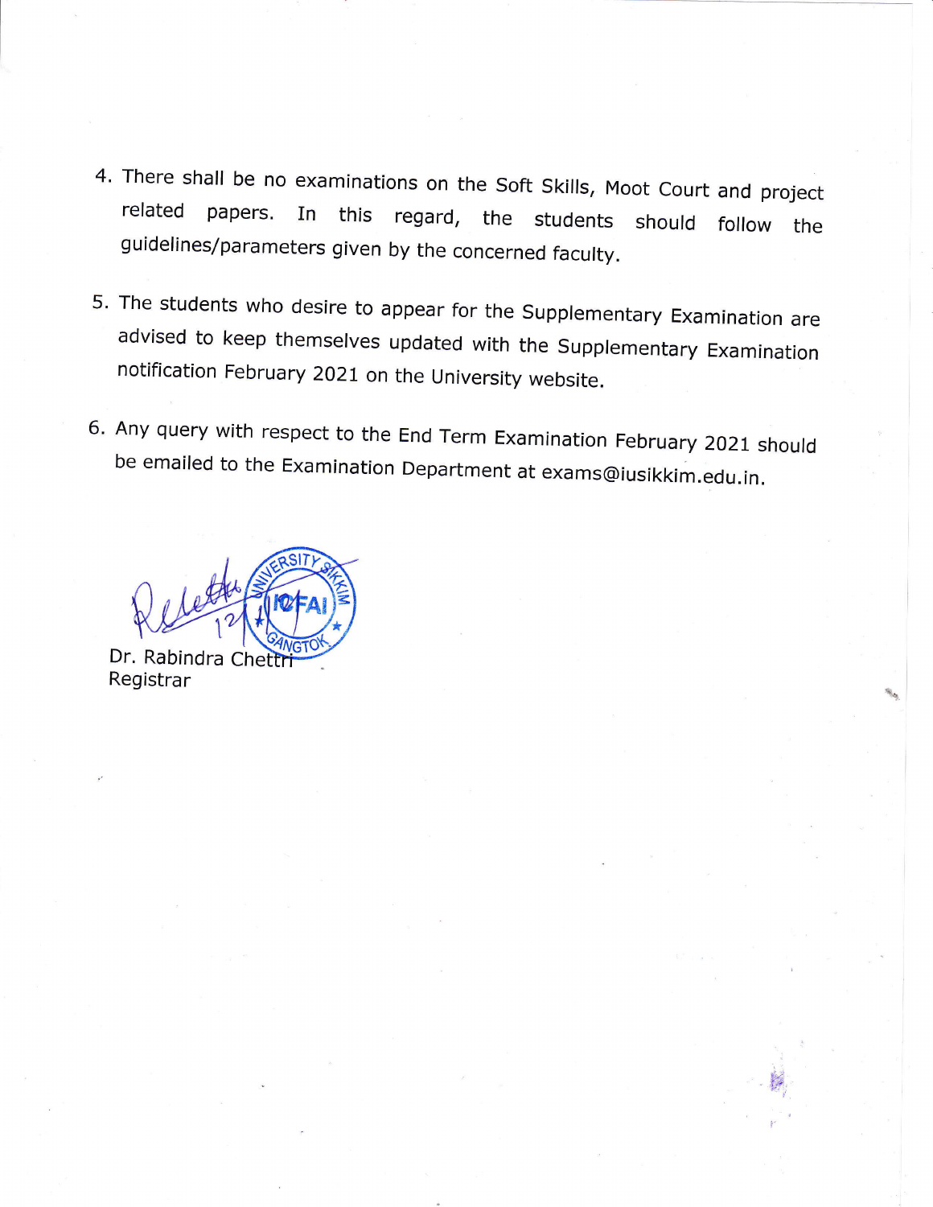4. There shall be no examinations on the Soft Skills, Moot Court and project related papers. In this regard, the students should follow the guidelines/parameters given by the concerned faculty.

5. The students who desire to appear for the Supplementary Examination are advised to keep themselves updated with the Supplementary Examination notification February 2021 on the University website.

6. Any query with respect to the End Term Examination February 2021 should be emailed to the Examination Department at exams@iusikkim.edu.in.

Dr. Rabindra Chettri
Registrar